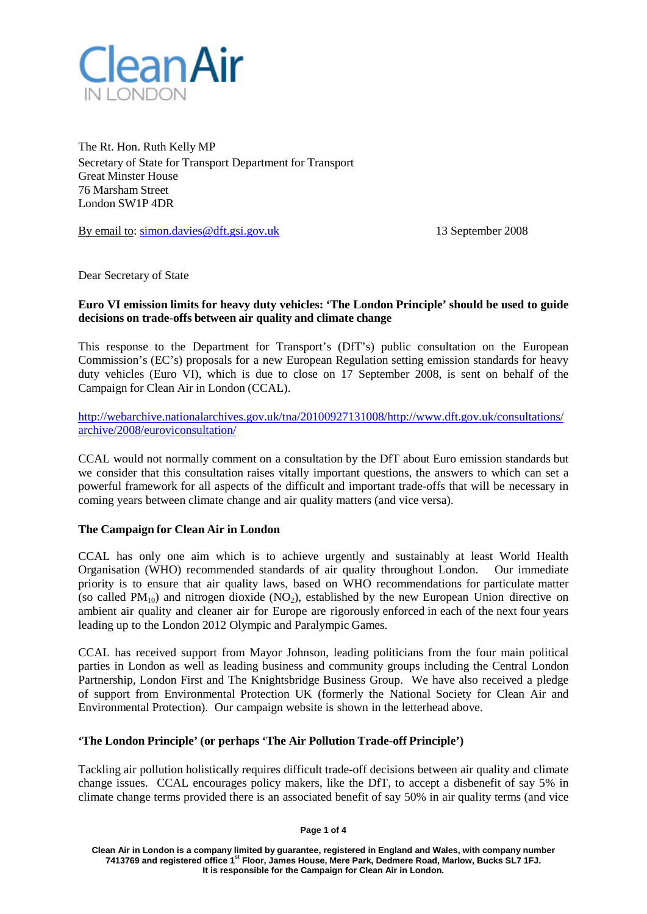CleanAir
IN LONDON

The Rt. Hon. Ruth Kelly MP
Secretary of State for Transport Department for Transport
Great Minster House
76 Marsham Street
London SW1P 4DR

By email to: simon.davies@dft.gsi.gov.uk

13 September 2008

Dear Secretary of State

**Euro VI emission limits for heavy duty vehicles: 'The London Principle' should be used to guide decisions on trade-offs between air quality and climate change**

This response to the Department for Transport's (DfT's) public consultation on the European Commission's (EC's) proposals for a new European Regulation setting emission standards for heavy duty vehicles (Euro VI), which is due to close on 17 September 2008, is sent on behalf of the Campaign for Clean Air in London (CCAL).

http://webarchive.nationalarchives.gov.uk/tna/20100927131008/http://www.dft.gov.uk/consultations/archive/2008/euroviconsultation/

CCAL would not normally comment on a consultation by the DfT about Euro emission standards but we consider that this consultation raises vitally important questions, the answers to which can set a powerful framework for all aspects of the difficult and important trade-offs that will be necessary in coming years between climate change and air quality matters (and vice versa).

**The Campaign for Clean Air in London**

CCAL has only one aim which is to achieve urgently and sustainably at least World Health Organisation (WHO) recommended standards of air quality throughout London. Our immediate priority is to ensure that air quality laws, based on WHO recommendations for particulate matter (so called $PM_{10}$) and nitrogen dioxide ($NO_2$), established by the new European Union directive on ambient air quality and cleaner air for Europe are rigorously enforced in each of the next four years leading up to the London 2012 Olympic and Paralympic Games.

CCAL has received support from Mayor Johnson, leading politicians from the four main political parties in London as well as leading business and community groups including the Central London Partnership, London First and The Knightsbridge Business Group. We have also received a pledge of support from Environmental Protection UK (formerly the National Society for Clean Air and Environmental Protection). Our campaign website is shown in the letterhead above.

**'The London Principle' (or perhaps 'The Air Pollution Trade-off Principle')**

Tackling air pollution holistically requires difficult trade-off decisions between air quality and climate change issues. CCAL encourages policy makers, like the DfT, to accept a disbenefit of say 5% in climate change terms provided there is an associated benefit of say 50% in air quality terms (and vice

Clean Air in London is a company limited by guarantee, registered in England and Wales, with company number 7413769 and registered office 1st Floor, James House, Mere Park, Dedmere Road, Marlow, Bucks SL7 1FJ.
It is responsible for the Campaign for Clean Air in London.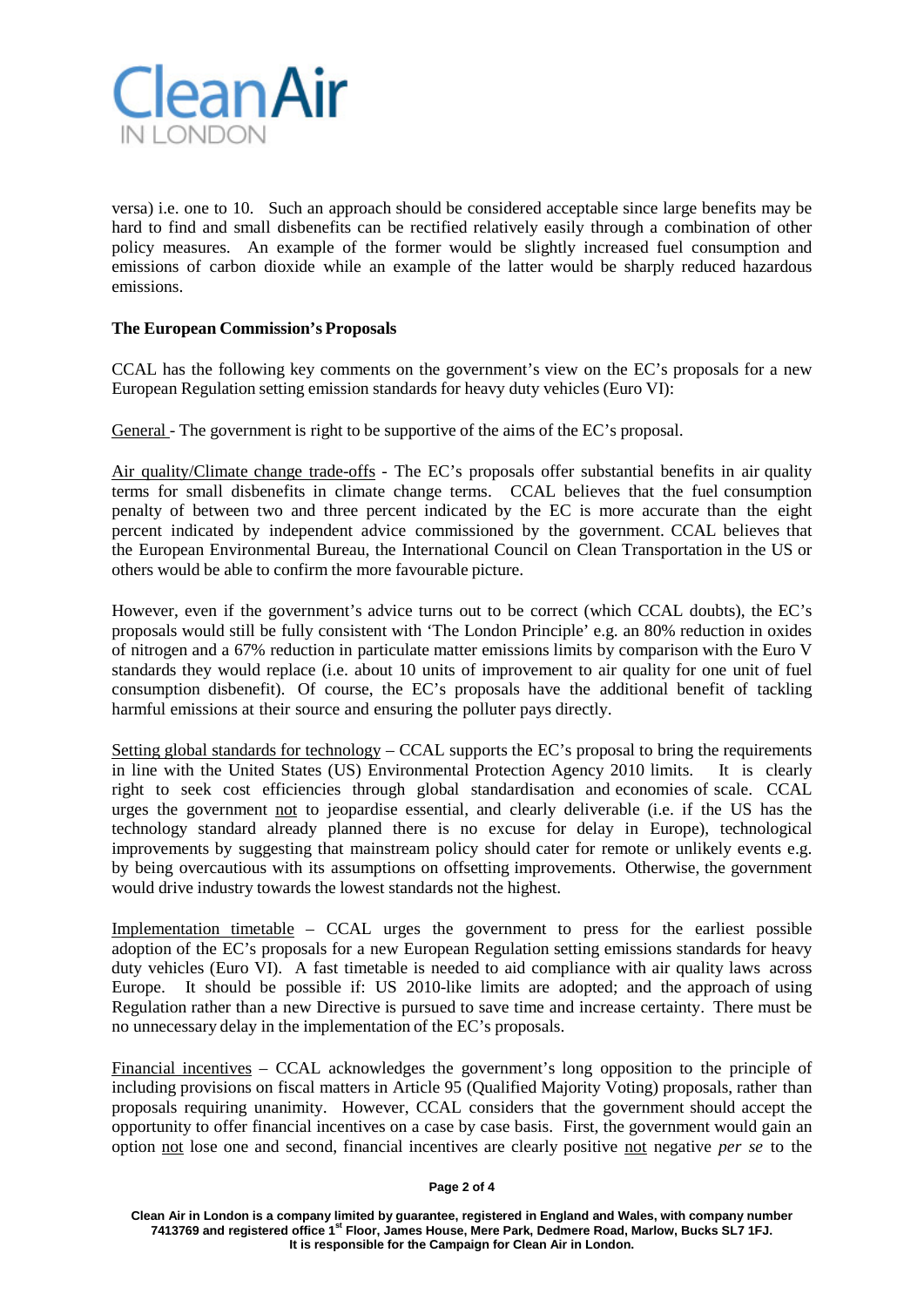versa) i.e. one to 10. Such an approach should be considered acceptable since large benefits may be hard to find and small disbenefits can be rectified relatively easily through a combination of other policy measures. An example of the former would be slightly increased fuel consumption and emissions of carbon dioxide while an example of the latter would be sharply reduced hazardous emissions.

**The European Commission's Proposals**

CCAL has the following key comments on the government's view on the EC's proposals for a new European Regulation setting emission standards for heavy duty vehicles (Euro VI):

General - The government is right to be supportive of the aims of the EC's proposal.

Air quality/Climate change trade-offs - The EC's proposals offer substantial benefits in air quality terms for small disbenefits in climate change terms. CCAL believes that the fuel consumption penalty of between two and three percent indicated by the EC is more accurate than the eight percent indicated by independent advice commissioned by the government. CCAL believes that the European Environmental Bureau, the International Council on Clean Transportation in the US or others would be able to confirm the more favourable picture.

However, even if the government's advice turns out to be correct (which CCAL doubts), the EC's proposals would still be fully consistent with 'The London Principle' e.g. an 80% reduction in oxides of nitrogen and a 67% reduction in particulate matter emissions limits by comparison with the Euro V standards they would replace (i.e. about 10 units of improvement to air quality for one unit of fuel consumption disbenefit). Of course, the EC's proposals have the additional benefit of tackling harmful emissions at their source and ensuring the polluter pays directly.

Setting global standards for technology – CCAL supports the EC's proposal to bring the requirements in line with the United States (US) Environmental Protection Agency 2010 limits. It is clearly right to seek cost efficiencies through global standardisation and economies of scale. CCAL urges the government not to jeopardise essential, and clearly deliverable (i.e. if the US has the technology standard already planned there is no excuse for delay in Europe), technological improvements by suggesting that mainstream policy should cater for remote or unlikely events e.g. by being overcautious with its assumptions on offsetting improvements. Otherwise, the government would drive industry towards the lowest standards not the highest.

Implementation timetable – CCAL urges the government to press for the earliest possible adoption of the EC's proposals for a new European Regulation setting emissions standards for heavy duty vehicles (Euro VI). A fast timetable is needed to aid compliance with air quality laws across Europe. It should be possible if: US 2010-like limits are adopted; and the approach of using Regulation rather than a new Directive is pursued to save time and increase certainty. There must be no unnecessary delay in the implementation of the EC's proposals.

Financial incentives – CCAL acknowledges the government's long opposition to the principle of including provisions on fiscal matters in Article 95 (Qualified Majority Voting) proposals, rather than proposals requiring unanimity. However, CCAL considers that the government should accept the opportunity to offer financial incentives on a case by case basis. First, the government would gain an option not lose one and second, financial incentives are clearly positive not negative *per se* to the

Clean Air in London is a company limited by guarantee, registered in England and Wales, with company number 7413769 and registered office 1st Floor, James House, Mere Park, Dedmere Road, Marlow, Bucks SL7 1FJ. It is responsible for the Campaign for Clean Air in London.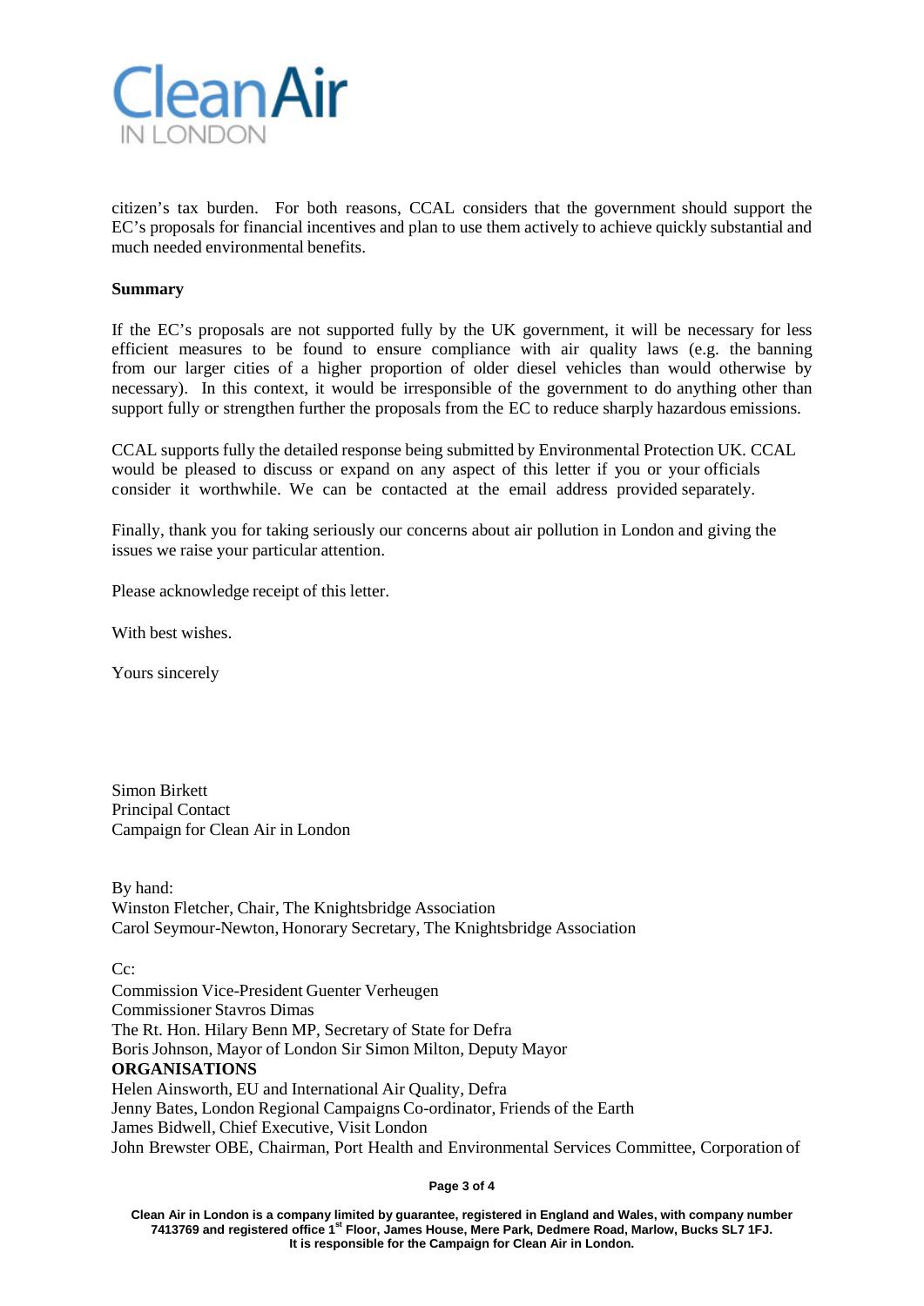citizen's tax burden. For both reasons, CCAL considers that the government should support the EC's proposals for financial incentives and plan to use them actively to achieve quickly substantial and much needed environmental benefits.

**Summary**

If the EC's proposals are not supported fully by the UK government, it will be necessary for less efficient measures to be found to ensure compliance with air quality laws (e.g. the banning from our larger cities of a higher proportion of older diesel vehicles than would otherwise by necessary). In this context, it would be irresponsible of the government to do anything other than support fully or strengthen further the proposals from the EC to reduce sharply hazardous emissions.

CCAL supports fully the detailed response being submitted by Environmental Protection UK. CCAL would be pleased to discuss or expand on any aspect of this letter if you or your officials consider it worthwhile. We can be contacted at the email address provided separately.

Finally, thank you for taking seriously our concerns about air pollution in London and giving the issues we raise your particular attention.

Please acknowledge receipt of this letter.

With best wishes.

Yours sincerely

Simon Birkett
Principal Contact
Campaign for Clean Air in London

By hand:
Winston Fletcher, Chair, The Knightsbridge Association
Carol Seymour-Newton, Honorary Secretary, The Knightsbridge Association

Cc:
Commission Vice-President Guenter Verheugen
Commissioner Stavros Dimas
The Rt. Hon. Hilary Benn MP, Secretary of State for Defra
Boris Johnson, Mayor of London Sir Simon Milton, Deputy Mayor
**ORGANISATIONS**
Helen Ainsworth, EU and International Air Quality, Defra
Jenny Bates, London Regional Campaigns Co-ordinator, Friends of the Earth
James Bidwell, Chief Executive, Visit London
John Brewster OBE, Chairman, Port Health and Environmental Services Committee, Corporation of

**Clean Air in London is a company limited by guarantee, registered in England and Wales, with company number 7413769 and registered office 1st Floor, James House, Mere Park, Dedmere Road, Marlow, Bucks SL7 1FJ. It is responsible for the Campaign for Clean Air in London.**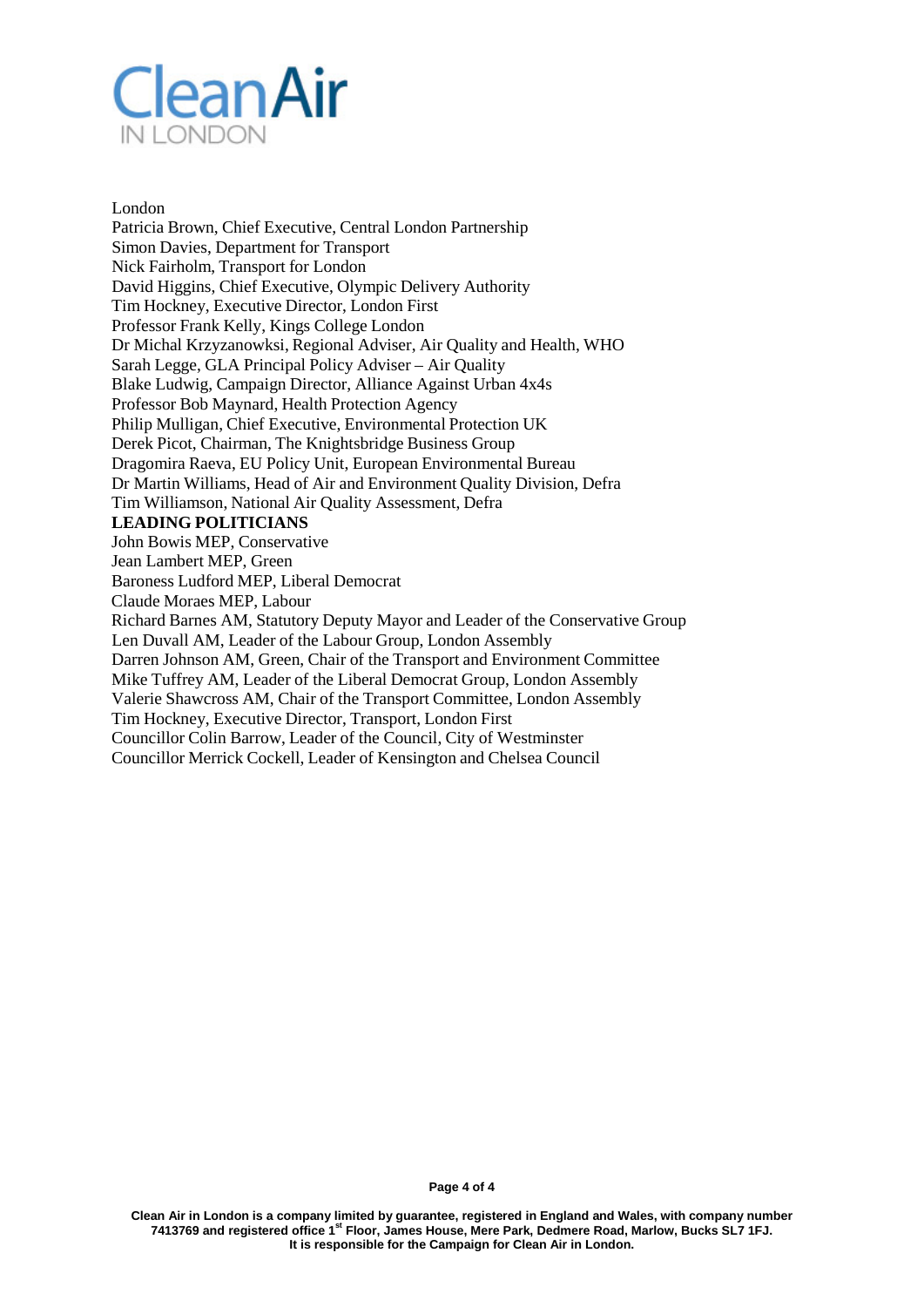London

Patricia Brown, Chief Executive, Central London Partnership
Simon Davies, Department for Transport
Nick Fairholm, Transport for London
David Higgins, Chief Executive, Olympic Delivery Authority
Tim Hockney, Executive Director, London First
Professor Frank Kelly, Kings College London
Dr Michal Krzyzanowksi, Regional Adviser, Air Quality and Health, WHO
Sarah Legge, GLA Principal Policy Adviser – Air Quality
Blake Ludwig, Campaign Director, Alliance Against Urban 4x4s
Professor Bob Maynard, Health Protection Agency
Philip Mulligan, Chief Executive, Environmental Protection UK
Derek Picot, Chairman, The Knightsbridge Business Group
Dragomira Raeva, EU Policy Unit, European Environmental Bureau
Dr Martin Williams, Head of Air and Environment Quality Division, Defra
Tim Williamson, National Air Quality Assessment, Defra

**LEADING POLITICIANS**

John Bowis MEP, Conservative
Jean Lambert MEP, Green
Baroness Ludford MEP, Liberal Democrat
Claude Moraes MEP, Labour
Richard Barnes AM, Statutory Deputy Mayor and Leader of the Conservative Group
Len Duvall AM, Leader of the Labour Group, London Assembly
Darren Johnson AM, Green, Chair of the Transport and Environment Committee
Mike Tuffrey AM, Leader of the Liberal Democrat Group, London Assembly
Valerie Shawcross AM, Chair of the Transport Committee, London Assembly
Tim Hockney, Executive Director, Transport, London First
Councillor Colin Barrow, Leader of the Council, City of Westminster
Councillor Merrick Cockell, Leader of Kensington and Chelsea Council